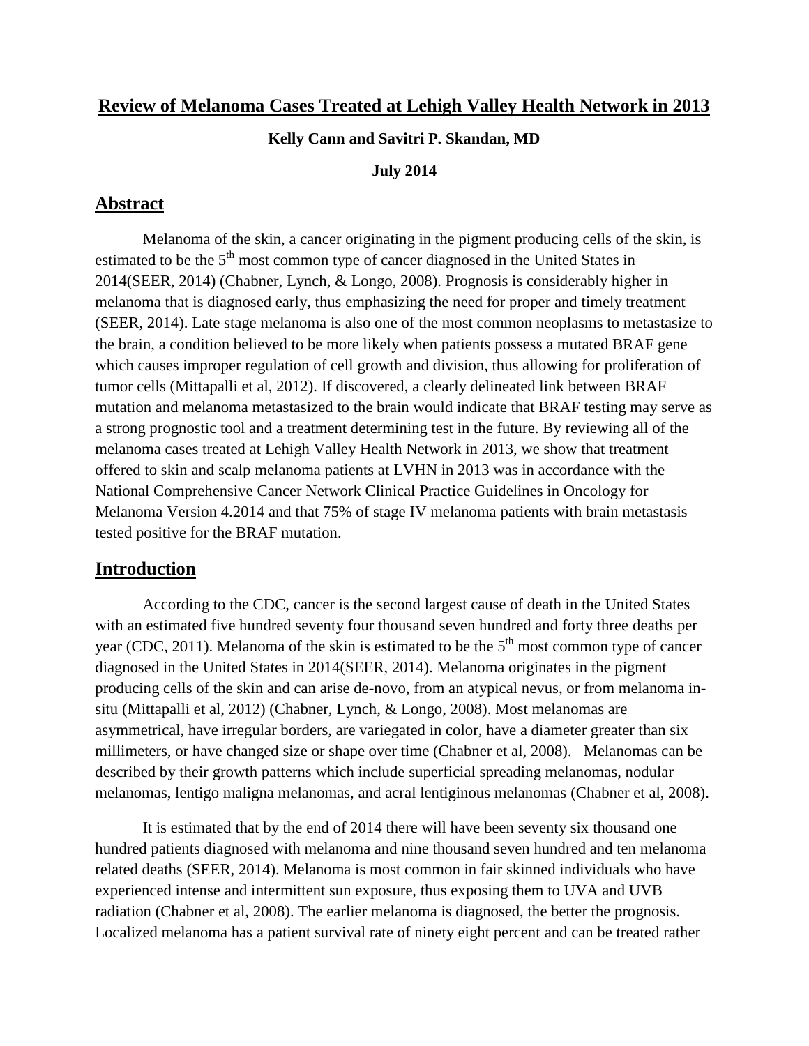# Review of Melanoma Cases Treated at Lehigh Valley Health Network in 2013

**Kelly Cann and Savitri P. Skandan, MD**

**July 2014**

## Abstract

Melanoma of the skin, a cancer originating in the pigment producing cells of the skin, is estimated to be the 5th most common type of cancer diagnosed in the United States in 2014(SEER, 2014) (Chabner, Lynch, & Longo, 2008). Prognosis is considerably higher in melanoma that is diagnosed early, thus emphasizing the need for proper and timely treatment (SEER, 2014). Late stage melanoma is also one of the most common neoplasms to metastasize to the brain, a condition believed to be more likely when patients possess a mutated BRAF gene which causes improper regulation of cell growth and division, thus allowing for proliferation of tumor cells (Mittapalli et al, 2012). If discovered, a clearly delineated link between BRAF mutation and melanoma metastasized to the brain would indicate that BRAF testing may serve as a strong prognostic tool and a treatment determining test in the future. By reviewing all of the melanoma cases treated at Lehigh Valley Health Network in 2013, we show that treatment offered to skin and scalp melanoma patients at LVHN in 2013 was in accordance with the National Comprehensive Cancer Network Clinical Practice Guidelines in Oncology for Melanoma Version 4.2014 and that 75% of stage IV melanoma patients with brain metastasis tested positive for the BRAF mutation.

## Introduction

According to the CDC, cancer is the second largest cause of death in the United States with an estimated five hundred seventy four thousand seven hundred and forty three deaths per year (CDC, 2011). Melanoma of the skin is estimated to be the 5th most common type of cancer diagnosed in the United States in 2014(SEER, 2014). Melanoma originates in the pigment producing cells of the skin and can arise de-novo, from an atypical nevus, or from melanoma in-situ (Mittapalli et al, 2012) (Chabner, Lynch, & Longo, 2008). Most melanomas are asymmetrical, have irregular borders, are variegated in color, have a diameter greater than six millimeters, or have changed size or shape over time (Chabner et al, 2008). Melanomas can be described by their growth patterns which include superficial spreading melanomas, nodular melanomas, lentigo maligna melanomas, and acral lentiginous melanomas (Chabner et al, 2008).

It is estimated that by the end of 2014 there will have been seventy six thousand one hundred patients diagnosed with melanoma and nine thousand seven hundred and ten melanoma related deaths (SEER, 2014). Melanoma is most common in fair skinned individuals who have experienced intense and intermittent sun exposure, thus exposing them to UVA and UVB radiation (Chabner et al, 2008). The earlier melanoma is diagnosed, the better the prognosis. Localized melanoma has a patient survival rate of ninety eight percent and can be treated rather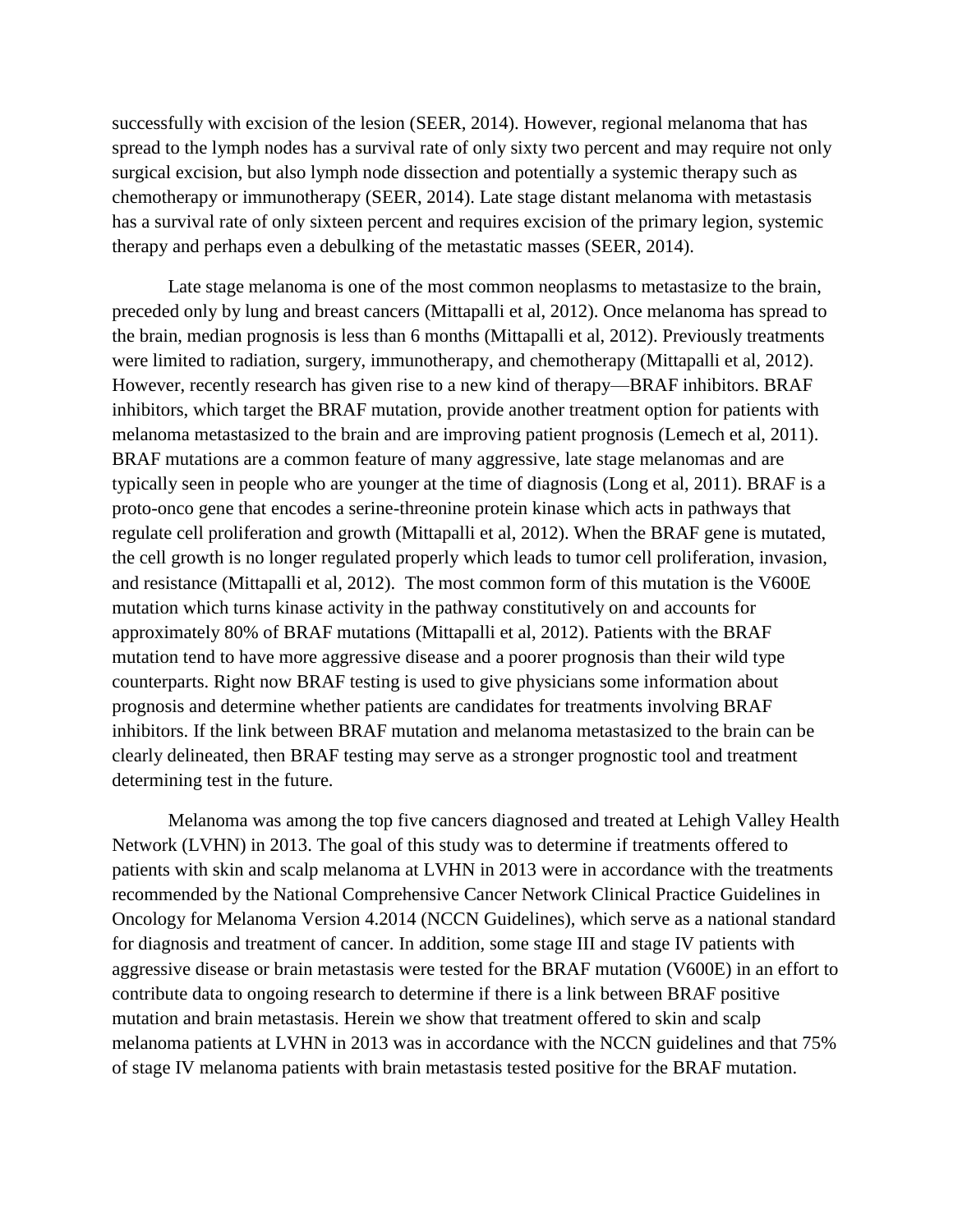successfully with excision of the lesion (SEER, 2014). However, regional melanoma that has spread to the lymph nodes has a survival rate of only sixty two percent and may require not only surgical excision, but also lymph node dissection and potentially a systemic therapy such as chemotherapy or immunotherapy (SEER, 2014). Late stage distant melanoma with metastasis has a survival rate of only sixteen percent and requires excision of the primary legion, systemic therapy and perhaps even a debulking of the metastatic masses (SEER, 2014).

Late stage melanoma is one of the most common neoplasms to metastasize to the brain, preceded only by lung and breast cancers (Mittapalli et al, 2012). Once melanoma has spread to the brain, median prognosis is less than 6 months (Mittapalli et al, 2012). Previously treatments were limited to radiation, surgery, immunotherapy, and chemotherapy (Mittapalli et al, 2012). However, recently research has given rise to a new kind of therapy—BRAF inhibitors. BRAF inhibitors, which target the BRAF mutation, provide another treatment option for patients with melanoma metastasized to the brain and are improving patient prognosis (Lemech et al, 2011). BRAF mutations are a common feature of many aggressive, late stage melanomas and are typically seen in people who are younger at the time of diagnosis (Long et al, 2011). BRAF is a proto-onco gene that encodes a serine-threonine protein kinase which acts in pathways that regulate cell proliferation and growth (Mittapalli et al, 2012). When the BRAF gene is mutated, the cell growth is no longer regulated properly which leads to tumor cell proliferation, invasion, and resistance (Mittapalli et al, 2012). The most common form of this mutation is the V600E mutation which turns kinase activity in the pathway constitutively on and accounts for approximately 80% of BRAF mutations (Mittapalli et al, 2012). Patients with the BRAF mutation tend to have more aggressive disease and a poorer prognosis than their wild type counterparts. Right now BRAF testing is used to give physicians some information about prognosis and determine whether patients are candidates for treatments involving BRAF inhibitors. If the link between BRAF mutation and melanoma metastasized to the brain can be clearly delineated, then BRAF testing may serve as a stronger prognostic tool and treatment determining test in the future.

Melanoma was among the top five cancers diagnosed and treated at Lehigh Valley Health Network (LVHN) in 2013. The goal of this study was to determine if treatments offered to patients with skin and scalp melanoma at LVHN in 2013 were in accordance with the treatments recommended by the National Comprehensive Cancer Network Clinical Practice Guidelines in Oncology for Melanoma Version 4.2014 (NCCN Guidelines), which serve as a national standard for diagnosis and treatment of cancer. In addition, some stage III and stage IV patients with aggressive disease or brain metastasis were tested for the BRAF mutation (V600E) in an effort to contribute data to ongoing research to determine if there is a link between BRAF positive mutation and brain metastasis. Herein we show that treatment offered to skin and scalp melanoma patients at LVHN in 2013 was in accordance with the NCCN guidelines and that 75% of stage IV melanoma patients with brain metastasis tested positive for the BRAF mutation.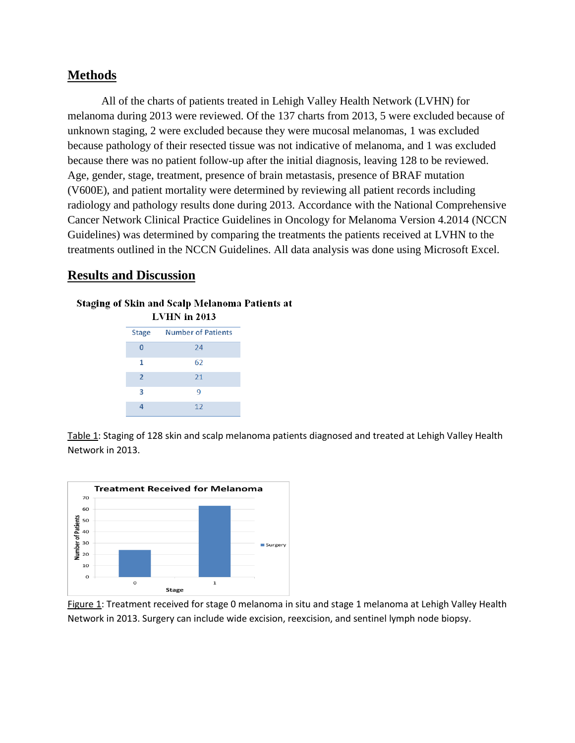## Methods

All of the charts of patients treated in Lehigh Valley Health Network (LVHN) for melanoma during 2013 were reviewed. Of the 137 charts from 2013, 5 were excluded because of unknown staging, 2 were excluded because they were mucosal melanomas, 1 was excluded because pathology of their resected tissue was not indicative of melanoma, and 1 was excluded because there was no patient follow-up after the initial diagnosis, leaving 128 to be reviewed. Age, gender, stage, treatment, presence of brain metastasis, presence of BRAF mutation (V600E), and patient mortality were determined by reviewing all patient records including radiology and pathology results done during 2013. Accordance with the National Comprehensive Cancer Network Clinical Practice Guidelines in Oncology for Melanoma Version 4.2014 (NCCN Guidelines) was determined by comparing the treatments the patients received at LVHN to the treatments outlined in the NCCN Guidelines. All data analysis was done using Microsoft Excel.

## Results and Discussion

**Staging of Skin and Scalp Melanoma Patients at LVHN in 2013**

| Stage | Number of Patients |
|---|---|
| 0 | 24 |
| 1 | 62 |
| 2 | 21 |
| 3 | 9 |
| 4 | 12 |

Table 1: Staging of 128 skin and scalp melanoma patients diagnosed and treated at Lehigh Valley Health Network in 2013.

Figure 1: Treatment received for stage 0 melanoma in situ and stage 1 melanoma at Lehigh Valley Health Network in 2013. Surgery can include wide excision, reexcision, and sentinel lymph node biopsy.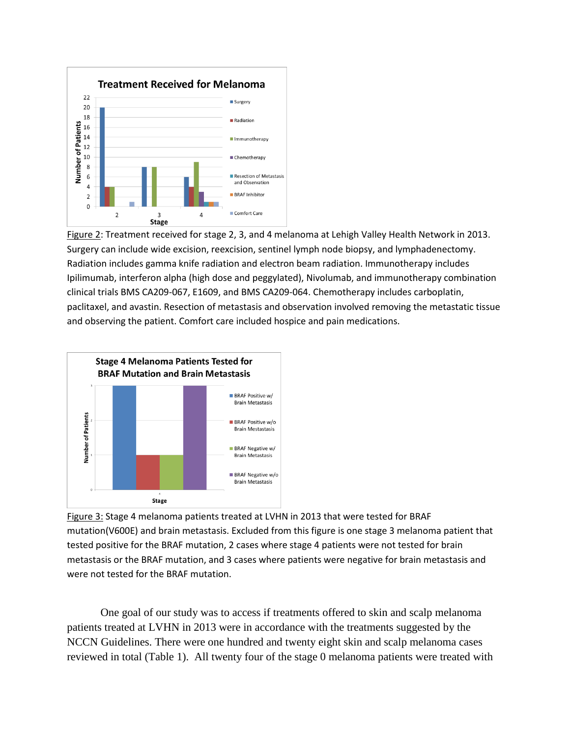Figure 2: Treatment received for stage 2, 3, and 4 melanoma at Lehigh Valley Health Network in 2013. Surgery can include wide excision, reexcision, sentinel lymph node biopsy, and lymphadenectomy. Radiation includes gamma knife radiation and electron beam radiation. Immunotherapy includes Ipilimumab, interferon alpha (high dose and peggylated), Nivolumab, and immunotherapy combination clinical trials BMS CA209-067, E1609, and BMS CA209-064. Chemotherapy includes carboplatin, paclitaxel, and avastin. Resection of metastasis and observation involved removing the metastatic tissue and observing the patient. Comfort care included hospice and pain medications.

Figure 3: Stage 4 melanoma patients treated at LVHN in 2013 that were tested for BRAF mutation(V600E) and brain metastasis. Excluded from this figure is one stage 3 melanoma patient that tested positive for the BRAF mutation, 2 cases where stage 4 patients were not tested for brain metastasis or the BRAF mutation, and 3 cases where patients were negative for brain metastasis and were not tested for the BRAF mutation.

One goal of our study was to access if treatments offered to skin and scalp melanoma patients treated at LVHN in 2013 were in accordance with the treatments suggested by the NCCN Guidelines. There were one hundred and twenty eight skin and scalp melanoma cases reviewed in total (Table 1). All twenty four of the stage 0 melanoma patients were treated with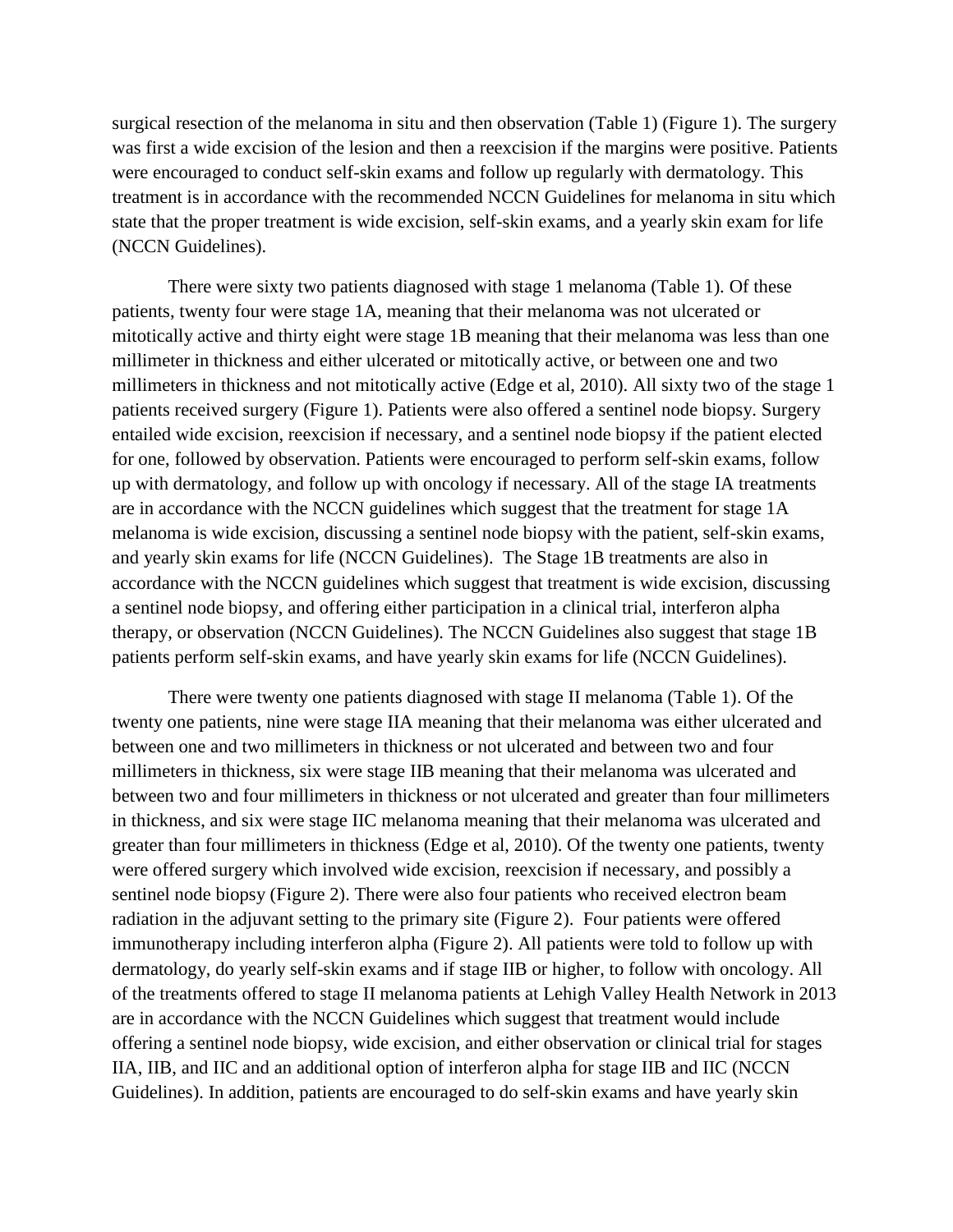surgical resection of the melanoma in situ and then observation (Table 1) (Figure 1). The surgery was first a wide excision of the lesion and then a reexcision if the margins were positive. Patients were encouraged to conduct self-skin exams and follow up regularly with dermatology. This treatment is in accordance with the recommended NCCN Guidelines for melanoma in situ which state that the proper treatment is wide excision, self-skin exams, and a yearly skin exam for life (NCCN Guidelines).

There were sixty two patients diagnosed with stage 1 melanoma (Table 1). Of these patients, twenty four were stage 1A, meaning that their melanoma was not ulcerated or mitotically active and thirty eight were stage 1B meaning that their melanoma was less than one millimeter in thickness and either ulcerated or mitotically active, or between one and two millimeters in thickness and not mitotically active (Edge et al, 2010). All sixty two of the stage 1 patients received surgery (Figure 1). Patients were also offered a sentinel node biopsy. Surgery entailed wide excision, reexcision if necessary, and a sentinel node biopsy if the patient elected for one, followed by observation. Patients were encouraged to perform self-skin exams, follow up with dermatology, and follow up with oncology if necessary. All of the stage IA treatments are in accordance with the NCCN guidelines which suggest that the treatment for stage 1A melanoma is wide excision, discussing a sentinel node biopsy with the patient, self-skin exams, and yearly skin exams for life (NCCN Guidelines). The Stage 1B treatments are also in accordance with the NCCN guidelines which suggest that treatment is wide excision, discussing a sentinel node biopsy, and offering either participation in a clinical trial, interferon alpha therapy, or observation (NCCN Guidelines). The NCCN Guidelines also suggest that stage 1B patients perform self-skin exams, and have yearly skin exams for life (NCCN Guidelines).

There were twenty one patients diagnosed with stage II melanoma (Table 1). Of the twenty one patients, nine were stage IIA meaning that their melanoma was either ulcerated and between one and two millimeters in thickness or not ulcerated and between two and four millimeters in thickness, six were stage IIB meaning that their melanoma was ulcerated and between two and four millimeters in thickness or not ulcerated and greater than four millimeters in thickness, and six were stage IIC melanoma meaning that their melanoma was ulcerated and greater than four millimeters in thickness (Edge et al, 2010). Of the twenty one patients, twenty were offered surgery which involved wide excision, reexcision if necessary, and possibly a sentinel node biopsy (Figure 2). There were also four patients who received electron beam radiation in the adjuvant setting to the primary site (Figure 2). Four patients were offered immunotherapy including interferon alpha (Figure 2). All patients were told to follow up with dermatology, do yearly self-skin exams and if stage IIB or higher, to follow with oncology. All of the treatments offered to stage II melanoma patients at Lehigh Valley Health Network in 2013 are in accordance with the NCCN Guidelines which suggest that treatment would include offering a sentinel node biopsy, wide excision, and either observation or clinical trial for stages IIA, IIB, and IIC and an additional option of interferon alpha for stage IIB and IIC (NCCN Guidelines). In addition, patients are encouraged to do self-skin exams and have yearly skin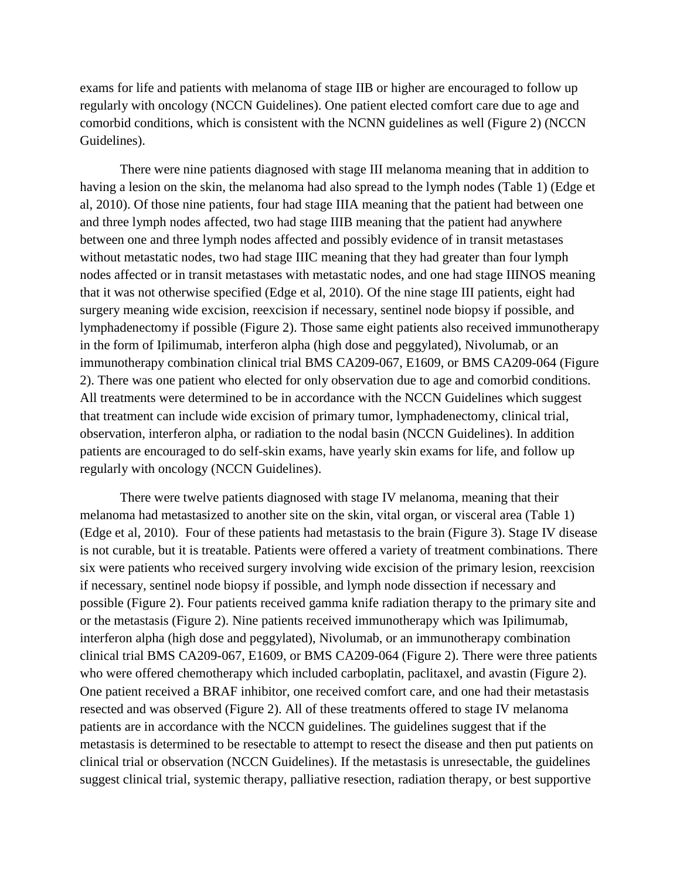exams for life and patients with melanoma of stage IIB or higher are encouraged to follow up regularly with oncology (NCCN Guidelines). One patient elected comfort care due to age and comorbid conditions, which is consistent with the NCNN guidelines as well (Figure 2) (NCCN Guidelines).

There were nine patients diagnosed with stage III melanoma meaning that in addition to having a lesion on the skin, the melanoma had also spread to the lymph nodes (Table 1) (Edge et al, 2010). Of those nine patients, four had stage IIIA meaning that the patient had between one and three lymph nodes affected, two had stage IIIB meaning that the patient had anywhere between one and three lymph nodes affected and possibly evidence of in transit metastases without metastatic nodes, two had stage IIIC meaning that they had greater than four lymph nodes affected or in transit metastases with metastatic nodes, and one had stage IIINOS meaning that it was not otherwise specified (Edge et al, 2010). Of the nine stage III patients, eight had surgery meaning wide excision, reexcision if necessary, sentinel node biopsy if possible, and lymphadenectomy if possible (Figure 2). Those same eight patients also received immunotherapy in the form of Ipilimumab, interferon alpha (high dose and peggylated), Nivolumab, or an immunotherapy combination clinical trial BMS CA209-067, E1609, or BMS CA209-064 (Figure 2). There was one patient who elected for only observation due to age and comorbid conditions. All treatments were determined to be in accordance with the NCCN Guidelines which suggest that treatment can include wide excision of primary tumor, lymphadenectomy, clinical trial, observation, interferon alpha, or radiation to the nodal basin (NCCN Guidelines). In addition patients are encouraged to do self-skin exams, have yearly skin exams for life, and follow up regularly with oncology (NCCN Guidelines).

There were twelve patients diagnosed with stage IV melanoma, meaning that their melanoma had metastasized to another site on the skin, vital organ, or visceral area (Table 1) (Edge et al, 2010). Four of these patients had metastasis to the brain (Figure 3). Stage IV disease is not curable, but it is treatable. Patients were offered a variety of treatment combinations. There six were patients who received surgery involving wide excision of the primary lesion, reexcision if necessary, sentinel node biopsy if possible, and lymph node dissection if necessary and possible (Figure 2). Four patients received gamma knife radiation therapy to the primary site and or the metastasis (Figure 2). Nine patients received immunotherapy which was Ipilimumab, interferon alpha (high dose and peggylated), Nivolumab, or an immunotherapy combination clinical trial BMS CA209-067, E1609, or BMS CA209-064 (Figure 2). There were three patients who were offered chemotherapy which included carboplatin, paclitaxel, and avastin (Figure 2). One patient received a BRAF inhibitor, one received comfort care, and one had their metastasis resected and was observed (Figure 2). All of these treatments offered to stage IV melanoma patients are in accordance with the NCCN guidelines. The guidelines suggest that if the metastasis is determined to be resectable to attempt to resect the disease and then put patients on clinical trial or observation (NCCN Guidelines). If the metastasis is unresectable, the guidelines suggest clinical trial, systemic therapy, palliative resection, radiation therapy, or best supportive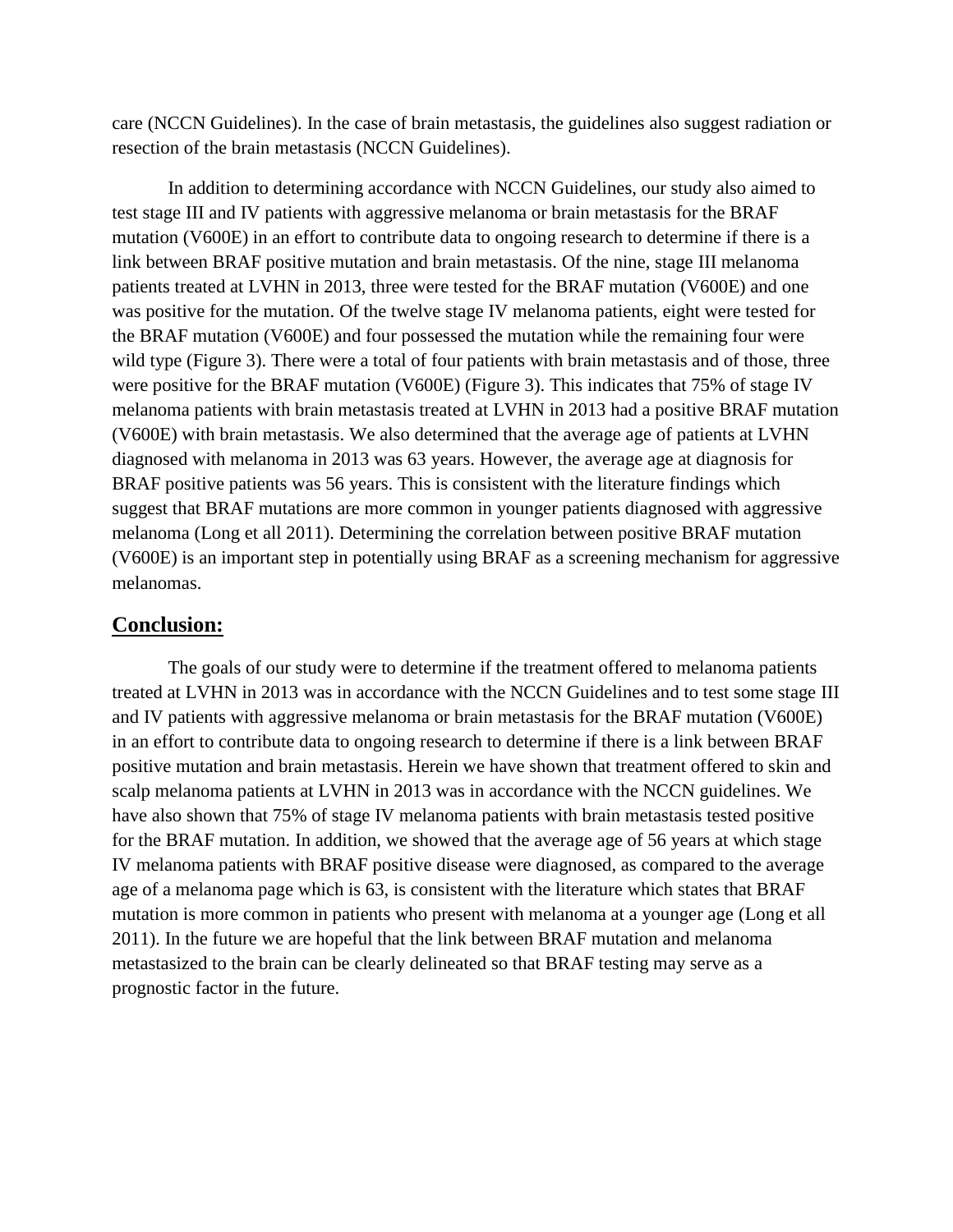care (NCCN Guidelines). In the case of brain metastasis, the guidelines also suggest radiation or resection of the brain metastasis (NCCN Guidelines).

In addition to determining accordance with NCCN Guidelines, our study also aimed to test stage III and IV patients with aggressive melanoma or brain metastasis for the BRAF mutation (V600E) in an effort to contribute data to ongoing research to determine if there is a link between BRAF positive mutation and brain metastasis. Of the nine, stage III melanoma patients treated at LVHN in 2013, three were tested for the BRAF mutation (V600E) and one was positive for the mutation. Of the twelve stage IV melanoma patients, eight were tested for the BRAF mutation (V600E) and four possessed the mutation while the remaining four were wild type (Figure 3). There were a total of four patients with brain metastasis and of those, three were positive for the BRAF mutation (V600E) (Figure 3). This indicates that 75% of stage IV melanoma patients with brain metastasis treated at LVHN in 2013 had a positive BRAF mutation (V600E) with brain metastasis. We also determined that the average age of patients at LVHN diagnosed with melanoma in 2013 was 63 years. However, the average age at diagnosis for BRAF positive patients was 56 years. This is consistent with the literature findings which suggest that BRAF mutations are more common in younger patients diagnosed with aggressive melanoma (Long et all 2011). Determining the correlation between positive BRAF mutation (V600E) is an important step in potentially using BRAF as a screening mechanism for aggressive melanomas.

## Conclusion:

The goals of our study were to determine if the treatment offered to melanoma patients treated at LVHN in 2013 was in accordance with the NCCN Guidelines and to test some stage III and IV patients with aggressive melanoma or brain metastasis for the BRAF mutation (V600E) in an effort to contribute data to ongoing research to determine if there is a link between BRAF positive mutation and brain metastasis. Herein we have shown that treatment offered to skin and scalp melanoma patients at LVHN in 2013 was in accordance with the NCCN guidelines. We have also shown that 75% of stage IV melanoma patients with brain metastasis tested positive for the BRAF mutation. In addition, we showed that the average age of 56 years at which stage IV melanoma patients with BRAF positive disease were diagnosed, as compared to the average age of a melanoma page which is 63, is consistent with the literature which states that BRAF mutation is more common in patients who present with melanoma at a younger age (Long et all 2011). In the future we are hopeful that the link between BRAF mutation and melanoma metastasized to the brain can be clearly delineated so that BRAF testing may serve as a prognostic factor in the future.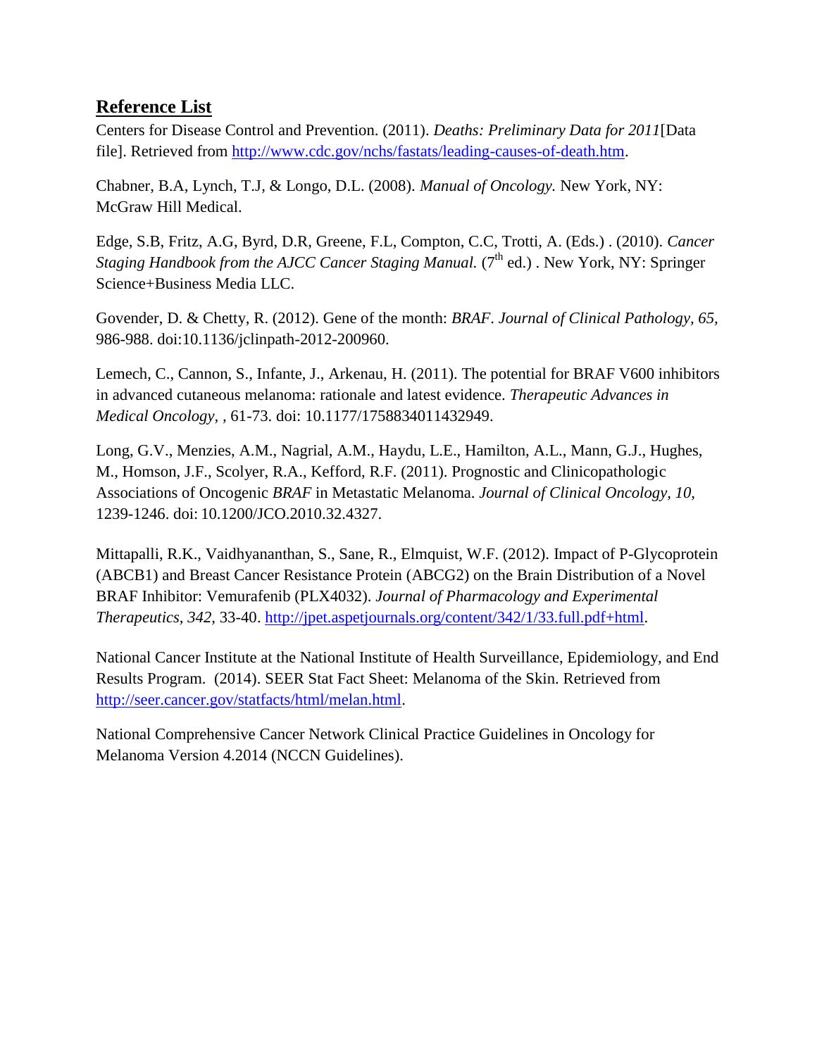## **Reference List**

Centers for Disease Control and Prevention. (2011). *Deaths: Preliminary Data for 2011*[Data file]. Retrieved from http://www.cdc.gov/nchs/fastats/leading-causes-of-death.htm.

Chabner, B.A, Lynch, T.J, & Longo, D.L. (2008). *Manual of Oncology.* New York, NY: McGraw Hill Medical.

Edge, S.B, Fritz, A.G, Byrd, D.R, Greene, F.L, Compton, C.C, Trotti, A. (Eds.) . (2010). *Cancer Staging Handbook from the AJCC Cancer Staging Manual.* (7th ed.) . New York, NY: Springer Science+Business Media LLC.

Govender, D. & Chetty, R. (2012). Gene of the month: *BRAF*. *Journal of Clinical Pathology, 65,* 986-988. doi:10.1136/jclinpath-2012-200960.

Lemech, C., Cannon, S., Infante, J., Arkenau, H. (2011). The potential for BRAF V600 inhibitors in advanced cutaneous melanoma: rationale and latest evidence. *Therapeutic Advances in Medical Oncology,* , 61-73. doi: 10.1177/1758834011432949.

Long, G.V., Menzies, A.M., Nagrial, A.M., Haydu, L.E., Hamilton, A.L., Mann, G.J., Hughes, M., Homson, J.F., Scolyer, R.A., Kefford, R.F. (2011). Prognostic and Clinicopathologic Associations of Oncogenic *BRAF* in Metastatic Melanoma. *Journal of Clinical Oncology, 10,* 1239-1246. doi: 10.1200/JCO.2010.32.4327.

Mittapalli, R.K., Vaidhyananthan, S., Sane, R., Elmquist, W.F. (2012). Impact of P-Glycoprotein (ABCB1) and Breast Cancer Resistance Protein (ABCG2) on the Brain Distribution of a Novel BRAF Inhibitor: Vemurafenib (PLX4032). *Journal of Pharmacology and Experimental Therapeutics, 342,* 33-40. http://jpet.aspetjournals.org/content/342/1/33.full.pdf+html.

National Cancer Institute at the National Institute of Health Surveillance, Epidemiology, and End Results Program. (2014). SEER Stat Fact Sheet: Melanoma of the Skin. Retrieved from http://seer.cancer.gov/statfacts/html/melan.html.

National Comprehensive Cancer Network Clinical Practice Guidelines in Oncology for Melanoma Version 4.2014 (NCCN Guidelines).